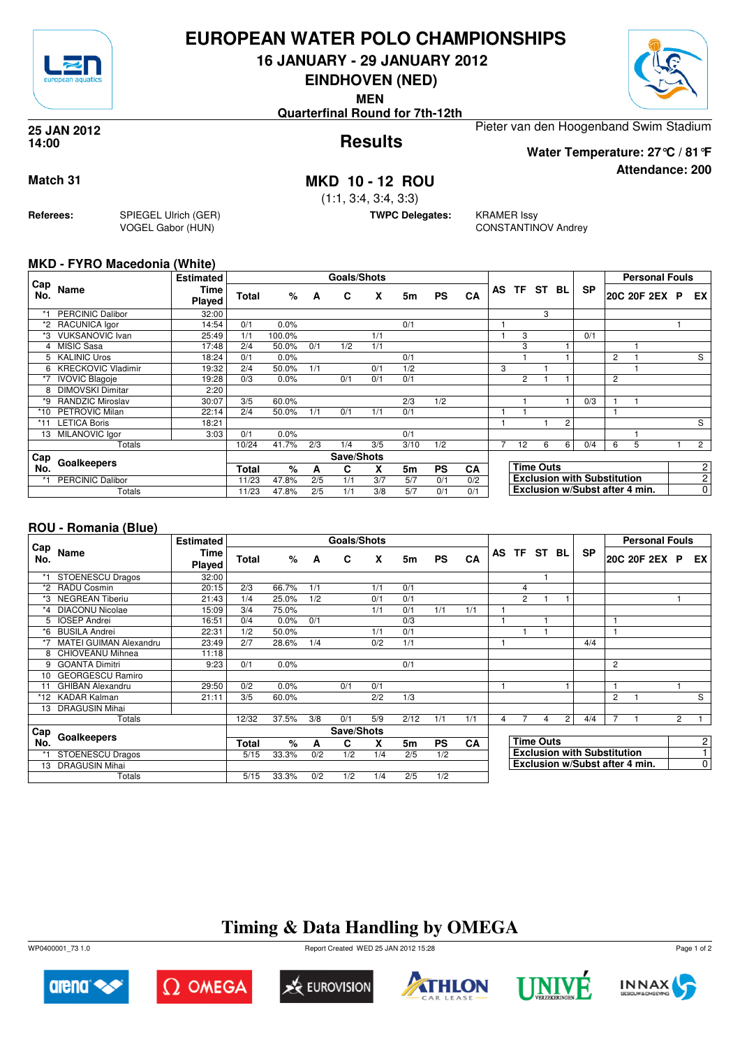# EUROPEAN WATER POLO CHAMPIONSHIPS

## 16 JANUARY - 29 JANUARY 2012

## EINDHOVEN (NED)

**MEN**

**Quarterfinal Round for 7th-12th**

**25 JAN 2012**
**14:00**

## Results

Pieter van den Hoogenband Swim Stadium

**Water Temperature: 27°C / 81°F**

**Attendance: 200**

**Match 31**

## MKD 10 - 12 ROU

(1:1, 3:4, 3:4, 3:3)

**Referees:** SPIEGEL Ulrich (GER), VOGEL Gabor (HUN)

**TWPC Delegates:** KRAMER Issy, CONSTANTINOV Andrey

### MKD - FYRO Macedonia (White)

| Cap No. | Name | Estimated Time Played | Total | % | A | C | X | 5m | PS | CA | AS | TF | ST | BL | SP | 20C | 20F | 2EX | P | EX |
|---|---|---|---|---|---|---|---|---|---|---|---|---|---|---|---|---|---|---|---|---|
| *1 | PERCINIC Dalibor | 32:00 | | | | | | | | | | | 3 | | | | | | | |
| *2 | RACUNICA Igor | 14:54 | 0/1 | 0.0% | | | | 0/1 | | | 1 | | | | | | | | 1 | |
| *3 | VUKSANOVIC Ivan | 25:49 | 1/1 | 100.0% | | | 1/1 | | | | 1 | 3 | | | 0/1 | | | | | |
| 4 | MISIC Sasa | 17:48 | 2/4 | 50.0% | 0/1 | 1/2 | 1/1 | | | | | 3 | | 1 | | | 1 | | | |
| 5 | KALINIC Uros | 18:24 | 0/1 | 0.0% | | | | 0/1 | | | | 1 | | 1 | | 2 | 1 | | | S |
| 6 | KRECKOVIC Vladimir | 19:32 | 2/4 | 50.0% | 1/1 | | 0/1 | 1/2 | | | 3 | | 1 | | | | 1 | | | |
| *7 | IVOVIC Blagoje | 19:28 | 0/3 | 0.0% | | 0/1 | 0/1 | 0/1 | | | | 2 | 1 | 1 | | 2 | | | | |
| 8 | DIMOVSKI Dimitar | 2:20 | | | | | | | | | | | | | | | | | | |
| *9 | RANDZIC Miroslav | 30:07 | 3/5 | 60.0% | | | | 2/3 | 1/2 | | | 1 | | 1 | 0/3 | 1 | 1 | | | |
| *10 | PETROVIC Milan | 22:14 | 2/4 | 50.0% | 1/1 | 0/1 | 1/1 | 0/1 | | | 1 | 1 | | | | 1 | | | | |
| *11 | LETICA Boris | 18:21 | | | | | | | | | 1 | | 1 | 2 | | | | | | S |
| 13 | MILANOVIC Igor | 3:03 | 0/1 | 0.0% | | | | 0/1 | | | | | | | | | 1 | | | |
| | Totals | | 10/24 | 41.7% | 2/3 | 1/4 | 3/5 | 3/10 | 1/2 | | 7 | 12 | 6 | 6 | 0/4 | 6 | 5 | | 1 | 2 |

| Cap No. | Goalkeepers | Total | % | A | C | X | 5m | PS | CA |
|---|---|---|---|---|---|---|---|---|---|
| *1 | PERCINIC Dalibor | 11/23 | 47.8% | 2/5 | 1/1 | 3/7 | 5/7 | 0/1 | 0/2 |
| | Totals | 11/23 | 47.8% | 2/5 | 1/1 | 3/8 | 5/7 | 0/1 | 0/1 |

| | |
|---|---|
| Time Outs | 2 |
| Exclusion with Substitution | 2 |
| Exclusion w/Subst after 4 min. | 0 |

### ROU - Romania (Blue)

| Cap No. | Name | Estimated Time Played | Total | % | A | C | X | 5m | PS | CA | AS | TF | ST | BL | SP | 20C | 20F | 2EX | P | EX |
|---|---|---|---|---|---|---|---|---|---|---|---|---|---|---|---|---|---|---|---|---|
| *1 | STOENESCU Dragos | 32:00 | | | | | | | | | | | 1 | | | | | | | |
| *2 | RADU Cosmin | 20:15 | 2/3 | 66.7% | 1/1 | | 1/1 | 0/1 | | | | 4 | | | | | | | | |
| *3 | NEGREAN Tiberiu | 21:43 | 1/4 | 25.0% | 1/2 | | 0/1 | 0/1 | | | | 2 | 1 | 1 | | | | | 1 | |
| *4 | DIACONU Nicolae | 15:09 | 3/4 | 75.0% | | | 1/1 | 0/1 | 1/1 | 1/1 | 1 | | | | | | | | | |
| 5 | IOSEP Andrei | 16:51 | 0/4 | 0.0% | 0/1 | | | 0/3 | | | 1 | | 1 | | | 1 | | | | |
| *6 | BUSILA Andrei | 22:31 | 1/2 | 50.0% | | | 1/1 | 0/1 | | | | 1 | 1 | | | 1 | | | | |
| *7 | MATEI GUIMAN Alexandru | 23:49 | 2/7 | 28.6% | 1/4 | | 0/2 | 1/1 | | | 1 | | | | 4/4 | | | | | |
| 8 | CHIOVEANU Mihnea | 11:18 | | | | | | | | | | | | | | | | | | |
| 9 | GOANTA Dimitri | 9:23 | 0/1 | 0.0% | | | | 0/1 | | | | | | | | 2 | | | | |
| 10 | GEORGESCU Ramiro | | | | | | | | | | | | | | | | | | | |
| 11 | GHIBAN Alexandru | 29:50 | 0/2 | 0.0% | | 0/1 | 0/1 | | | | 1 | | | 1 | | 1 | | | 1 | |
| *12 | KADAR Kalman | 21:11 | 3/5 | 60.0% | | | 2/2 | 1/3 | | | | | | | | 2 | 1 | | | S |
| 13 | DRAGUSIN Mihai | | | | | | | | | | | | | | | | | | | |
| | Totals | | 12/32 | 37.5% | 3/8 | 0/1 | 5/9 | 2/12 | 1/1 | 1/1 | 4 | 7 | 4 | 2 | 4/4 | 7 | 1 | | 2 | 1 |

| Cap No. | Goalkeepers | Total | % | A | C | X | 5m | PS | CA |
|---|---|---|---|---|---|---|---|---|---|
| *1 | STOENESCU Dragos | 5/15 | 33.3% | 0/2 | 1/2 | 1/4 | 2/5 | 1/2 | |
| 13 | DRAGUSIN Mihai | | | | | | | | |
| | Totals | 5/15 | 33.3% | 0/2 | 1/2 | 1/4 | 2/5 | 1/2 | |

| | |
|---|---|
| Time Outs | 2 |
| Exclusion with Substitution | 1 |
| Exclusion w/Subst after 4 min. | 0 |

## Timing & Data Handling by OMEGA

WP0400001_73 1.0 — Report Created WED 25 JAN 2012 15:28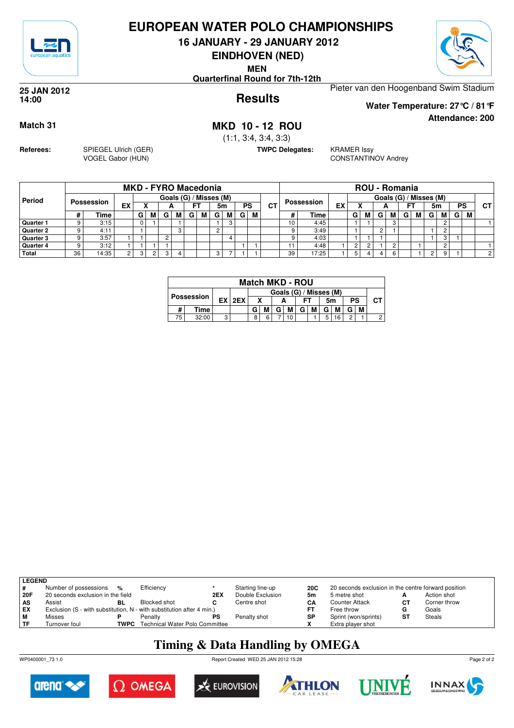# EUROPEAN WATER POLO CHAMPIONSHIPS

**16 JANUARY - 29 JANUARY 2012**

**EINDHOVEN (NED)**

**MEN**

**Quarterfinal Round for 7th-12th**

**25 JAN 2012**
**14:00**

## Results

Pieter van den Hoogenband Swim Stadium

**Water Temperature: 27°C / 81°F**

**Attendance: 200**

**Match 31**

## MKD 10 - 12 ROU

(1:1, 3:4, 3:4, 3:3)

**Referees:** SPIEGEL Ulrich (GER), VOGEL Gabor (HUN)

**TWPC Delegates:** KRAMER Issy, CONSTANTINOV Andrey

| Period | MKD - FYRO Macedonia | | | | | | | | | | | | | | ROU - Romania | | | | | | | | | | | | | |
|---|---|---|---|---|---|---|---|---|---|---|---|---|---|---|---|---|---|---|---|---|---|---|---|---|---|---|---|---|
| | Possession | | EX | Goals (G) / Misses (M) | | | | | | | | | | CT | Possession | | EX | Goals (G) / Misses (M) | | | | | | | | | | CT |
| | | | | X | | A | | FT | | 5m | | PS | | | | | | X | | A | | FT | | 5m | | PS | | |
| | # | Time | | G | M | G | M | G | M | G | M | G | M | | # | Time | | G | M | G | M | G | M | G | M | G | M | |
| Quarter 1 | 9 | 3:15 | | 0 | 1 | | 1 | | | 1 | 3 | | | | 10 | 4:45 | | 1 | 1 | | 3 | | | | 2 | | | 1 |
| Quarter 2 | 9 | 4:11 | | 1 | | | 3 | | | 2 | | | | | 9 | 3:49 | | 1 | | 2 | 1 | | | 1 | 2 | | | |
| Quarter 3 | 9 | 3:57 | 1 | 1 | | 2 | | | | | 4 | | | | 9 | 4:03 | | 1 | 1 | 1 | | | | 1 | 3 | 1 | | |
| Quarter 4 | 9 | 3:12 | 1 | 1 | 1 | 1 | | | | | | 1 | 1 | | 11 | 4:48 | 1 | 2 | 2 | 1 | 2 | | 1 | | 2 | | | 1 |
| Total | 36 | 14:35 | 2 | 3 | 2 | 3 | 4 | | | 3 | 7 | 1 | 1 | | 39 | 17:25 | 1 | 5 | 4 | 4 | 6 | | 1 | 2 | 9 | 1 | | 2 |

| Match MKD - ROU | | | | | | | | | | | | | | |
|---|---|---|---|---|---|---|---|---|---|---|---|---|---|---|
| Possession | | EX | 2EX | Goals (G) / Misses (M) | | | | | | | | | | CT |
| | | | | X | | A | | FT | | 5m | | PS | | |
| # | Time | | | G | M | G | M | G | M | G | M | G | M | |
| 75 | 32:00 | 3 | | 8 | 6 | 7 | 10 | | 1 | 5 | 16 | 2 | 1 | 2 |

**LEGEND**

| | | | | | | | |
|---|---|---|---|---|---|---|---|
| # | Number of possessions | % | Efficiency | * | Starting line-up | 20C | 20 seconds exclusion in the centre forward position |
| 20F | 20 seconds exclusion in the field | | | 2EX | Double Exclusion | 5m | 5 metre shot |
| AS | Assist | BL | Blocked shot | C | Centre shot | CA | Counter Attack |
| EX | Exclusion (S - with substitution, N - with substitution after 4 min.) | | | | | FT | Free throw |
| M | Misses | P | Penalty | PS | Penalty shot | SP | Sprint (won/sprints) |
| TF | Turnover foul | TWPC | Technical Water Polo Committee | | | X | Extra player shot |
| A | Action shot | CT | Corner throw | G | Goals | ST | Steals |

## Timing & Data Handling by OMEGA

WP0400001_73 1.0 Report Created WED 25 JAN 2012 15:28